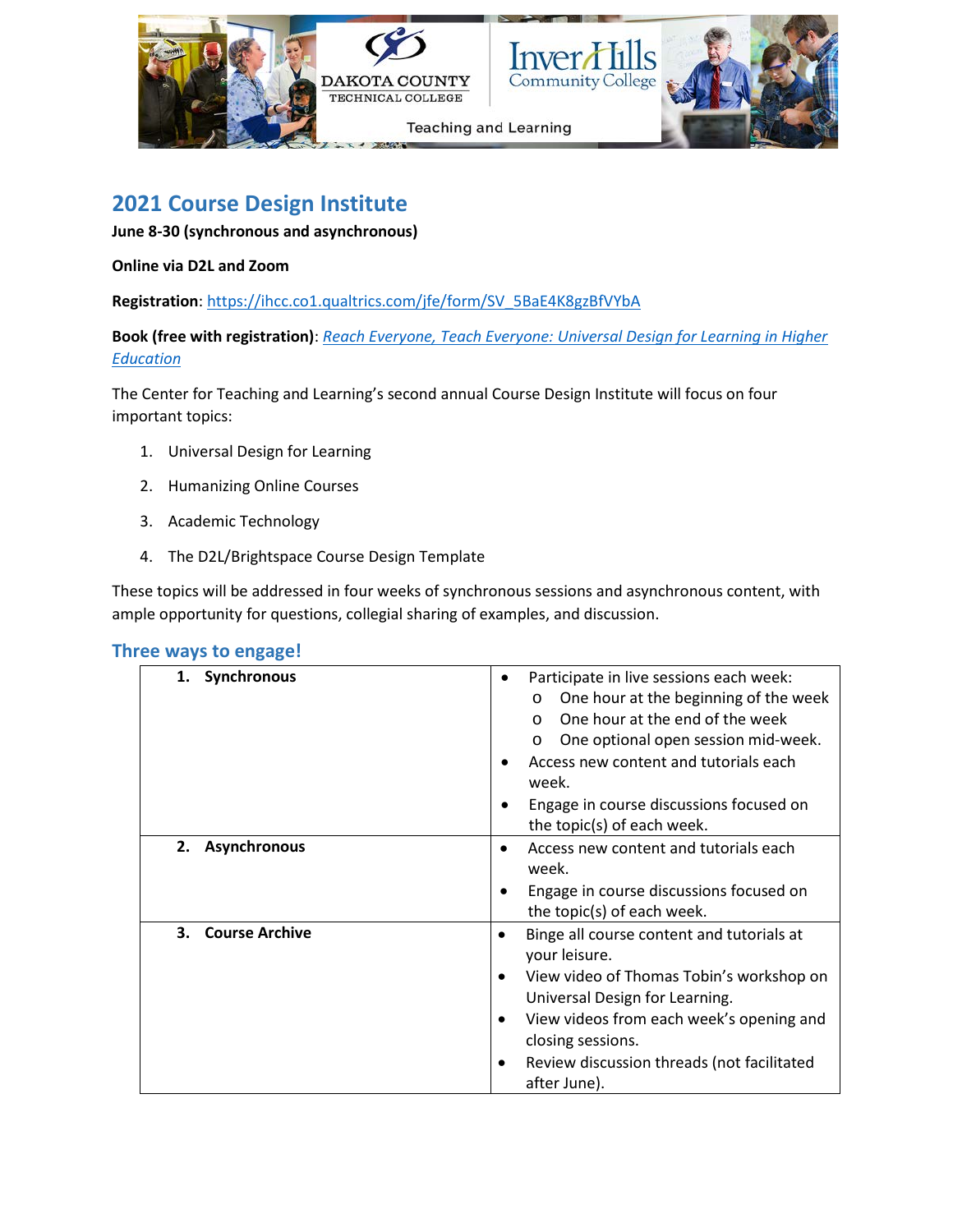# 2021 Course Design Institute

**June 8-30 (synchronous and asynchronous)**

**Online via D2L and Zoom**

**Registration**: https://ihcc.co1.qualtrics.com/jfe/form/SV_5BaE4K8gzBfVYbA

**Book (free with registration)**: *Reach Everyone, Teach Everyone: Universal Design for Learning in Higher Education*

The Center for Teaching and Learning's second annual Course Design Institute will focus on four important topics:

1. Universal Design for Learning
2. Humanizing Online Courses
3. Academic Technology
4. The D2L/Brightspace Course Design Template

These topics will be addressed in four weeks of synchronous sessions and asynchronous content, with ample opportunity for questions, collegial sharing of examples, and discussion.

## Three ways to engage!

| | |
|---|---|
| **1. Synchronous** | • Participate in live sessions each week:<br>o One hour at the beginning of the week<br>o One hour at the end of the week<br>o One optional open session mid-week.<br>• Access new content and tutorials each week.<br>• Engage in course discussions focused on the topic(s) of each week. |
| **2. Asynchronous** | • Access new content and tutorials each week.<br>• Engage in course discussions focused on the topic(s) of each week. |
| **3. Course Archive** | • Binge all course content and tutorials at your leisure.<br>• View video of Thomas Tobin's workshop on Universal Design for Learning.<br>• View videos from each week's opening and closing sessions.<br>• Review discussion threads (not facilitated after June). |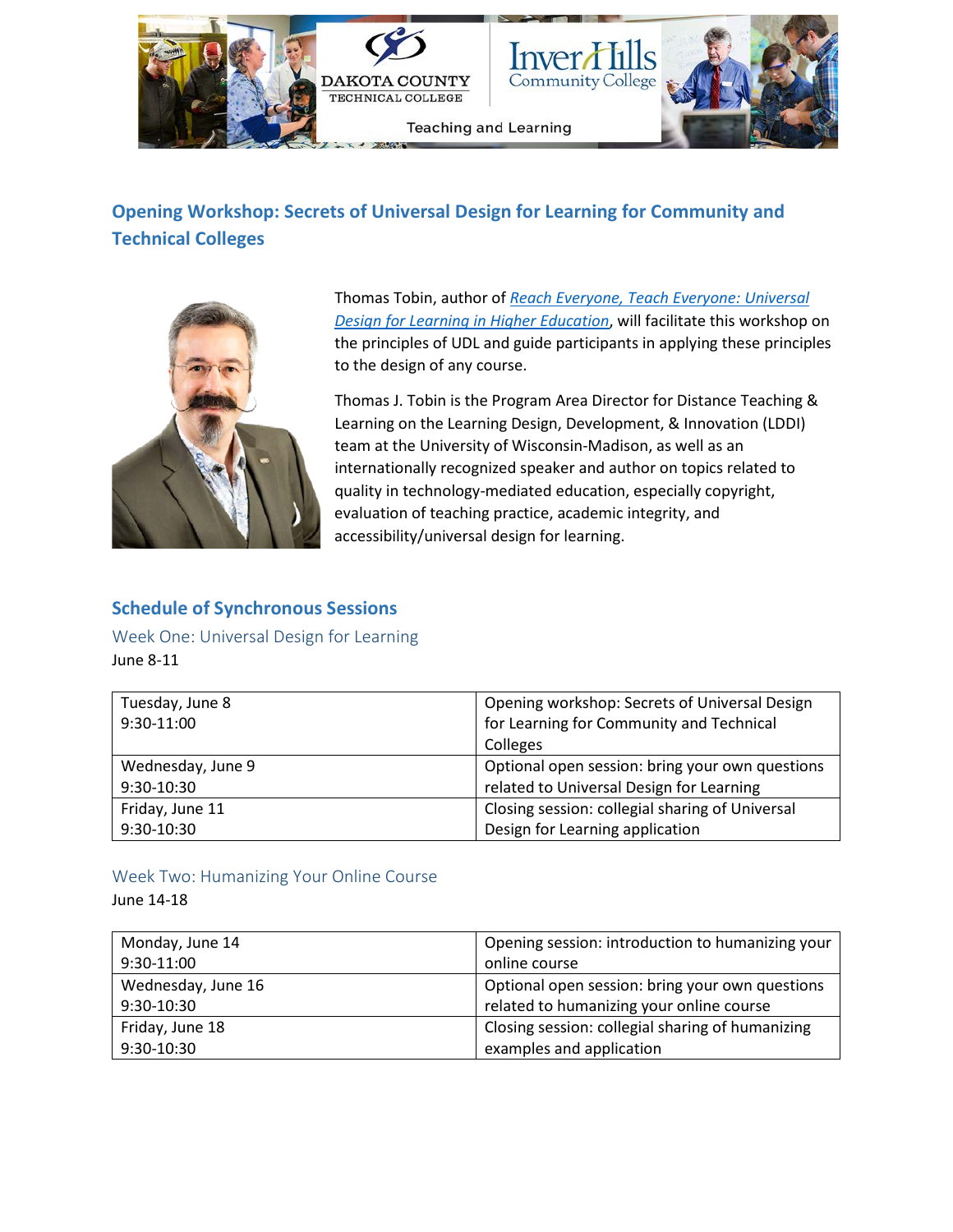## Opening Workshop: Secrets of Universal Design for Learning for Community and Technical Colleges

Thomas Tobin, author of *Reach Everyone, Teach Everyone: Universal Design for Learning in Higher Education*, will facilitate this workshop on the principles of UDL and guide participants in applying these principles to the design of any course.

Thomas J. Tobin is the Program Area Director for Distance Teaching & Learning on the Learning Design, Development, & Innovation (LDDI) team at the University of Wisconsin-Madison, as well as an internationally recognized speaker and author on topics related to quality in technology-mediated education, especially copyright, evaluation of teaching practice, academic integrity, and accessibility/universal design for learning.

## Schedule of Synchronous Sessions

### Week One: Universal Design for Learning

June 8-11

| | |
|---|---|
| Tuesday, June 8<br>9:30-11:00 | Opening workshop: Secrets of Universal Design for Learning for Community and Technical Colleges |
| Wednesday, June 9<br>9:30-10:30 | Optional open session: bring your own questions related to Universal Design for Learning |
| Friday, June 11<br>9:30-10:30 | Closing session: collegial sharing of Universal Design for Learning application |

### Week Two: Humanizing Your Online Course

June 14-18

| | |
|---|---|
| Monday, June 14<br>9:30-11:00 | Opening session: introduction to humanizing your online course |
| Wednesday, June 16<br>9:30-10:30 | Optional open session: bring your own questions related to humanizing your online course |
| Friday, June 18<br>9:30-10:30 | Closing session: collegial sharing of humanizing examples and application |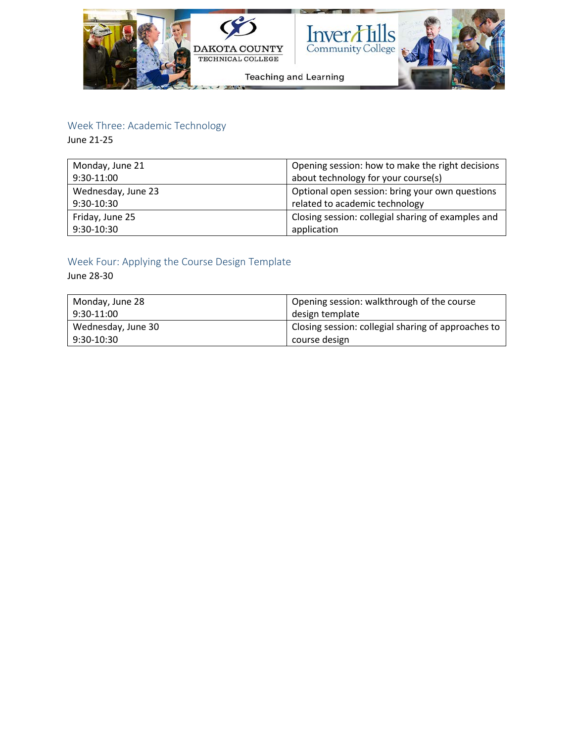## Week Three: Academic Technology

June 21-25

| | |
|---|---|
| Monday, June 21<br>9:30-11:00 | Opening session: how to make the right decisions about technology for your course(s) |
| Wednesday, June 23<br>9:30-10:30 | Optional open session: bring your own questions related to academic technology |
| Friday, June 25<br>9:30-10:30 | Closing session: collegial sharing of examples and application |

## Week Four: Applying the Course Design Template

June 28-30

| | |
|---|---|
| Monday, June 28<br>9:30-11:00 | Opening session: walkthrough of the course design template |
| Wednesday, June 30<br>9:30-10:30 | Closing session: collegial sharing of approaches to course design |